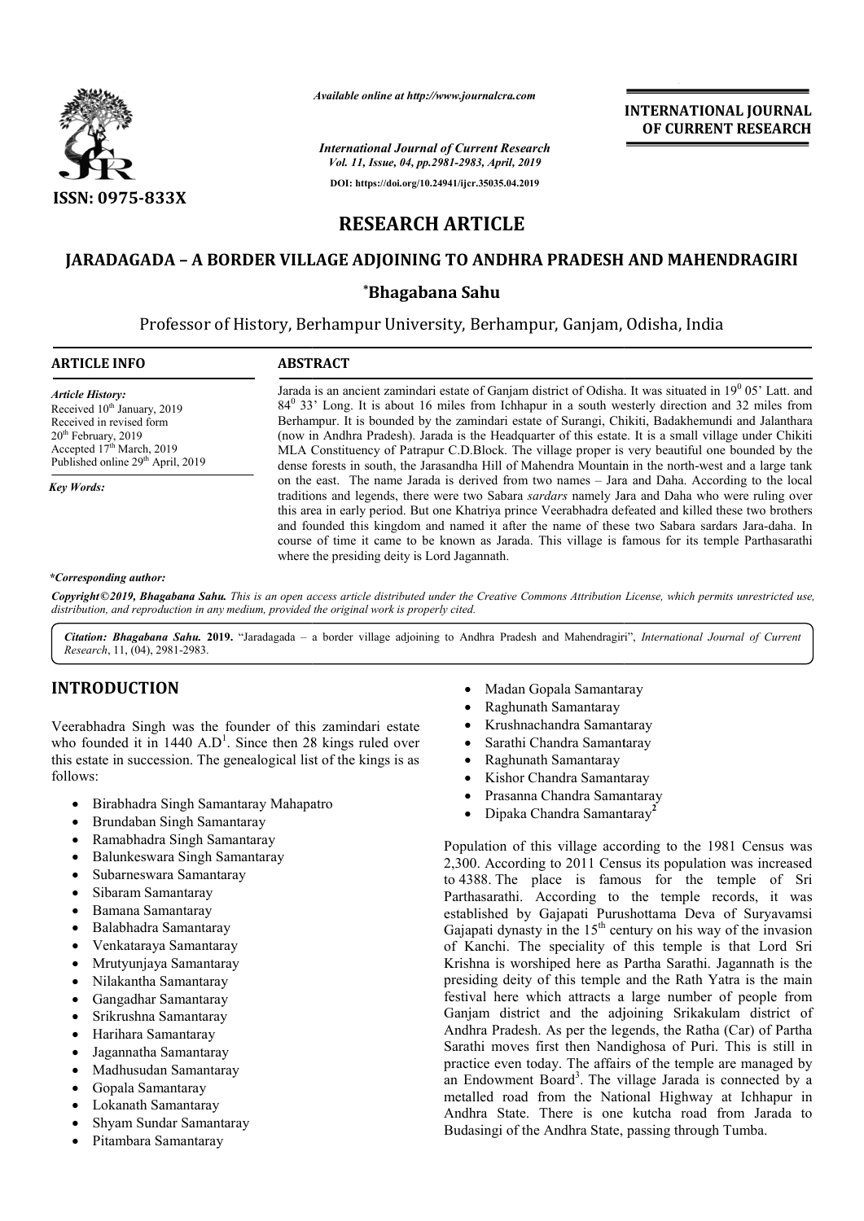*Available online at http://www.journalcra.com*

*International Journal of Current Research*
*Vol. 11, Issue, 04, pp.2981-2983, April, 2019*

**DOI: https://doi.org/10.24941/ijcr.35035.04.2019**

**INTERNATIONAL JOURNAL OF CURRENT RESEARCH**

**ISSN: 0975-833X**

# RESEARCH ARTICLE

# JARADAGADA – A BORDER VILLAGE ADJOINING TO ANDHRA PRADESH AND MAHENDRAGIRI

**\*Bhagabana Sahu**

Professor of History, Berhampur University, Berhampur, Ganjam, Odisha, India

**ARTICLE INFO**

*Article History:*
Received 10th January, 2019
Received in revised form 20th February, 2019
Accepted 17th March, 2019
Published online 29th April, 2019

*Key Words:*

**ABSTRACT**

Jarada is an ancient zamindari estate of Ganjam district of Odisha. It was situated in $19^0$ 05' Latt. and $84^0$ 33' Long. It is about 16 miles from Ichhapur in a south westerly direction and 32 miles from Berhampur. It is bounded by the zamindari estate of Surangi, Chikiti, Badakhemundi and Jalanthara (now in Andhra Pradesh). Jarada is the Headquarter of this estate. It is a small village under Chikiti MLA Constituency of Patrapur C.D.Block. The village proper is very beautiful one bounded by the dense forests in south, the Jarasandha Hill of Mahendra Mountain in the north-west and a large tank on the east. The name Jarada is derived from two names – Jara and Daha. According to the local traditions and legends, there were two Sabara *sardars* namely Jara and Daha who were ruling over this area in early period. But one Khatriya prince Veerabhadra defeated and killed these two brothers and founded this kingdom and named it after the name of these two Sabara sardars Jara-daha. In course of time it came to be known as Jarada. This village is famous for its temple Parthasarathi where the presiding deity is Lord Jagannath.

*\*Corresponding author:*

***Copyright©2019, Bhagabana Sahu.*** *This is an open access article distributed under the Creative Commons Attribution License, which permits unrestricted use, distribution, and reproduction in any medium, provided the original work is properly cited.*

***Citation: Bhagabana Sahu.* 2019.** "Jaradagada – a border village adjoining to Andhra Pradesh and Mahendragiri", *International Journal of Current Research*, 11, (04), 2981-2983.

## INTRODUCTION

Veerabhadra Singh was the founder of this zamindari estate who founded it in 1440 A.D[1]. Since then 28 kings ruled over this estate in succession. The genealogical list of the kings is as follows:

- Birabhadra Singh Samantaray Mahapatro
- Brundaban Singh Samantaray
- Ramabhadra Singh Samantaray
- Balunkeswara Singh Samantaray
- Subarneswara Samantaray
- Sibaram Samantaray
- Bamana Samantaray
- Balabhadra Samantaray
- Venkataraya Samantaray
- Mrutyunjaya Samantaray
- Nilakantha Samantaray
- Gangadhar Samantaray
- Srikrushna Samantaray
- Harihara Samantaray
- Jagannatha Samantaray
- Madhusudan Samantaray
- Gopala Samantaray
- Lokanath Samantaray
- Shyam Sundar Samantaray
- Pitambara Samantaray
- Madan Gopala Samantaray
- Raghunath Samantaray
- Krushnachandra Samantaray
- Sarathi Chandra Samantaray
- Raghunath Samantaray
- Kishor Chandra Samantaray
- Prasanna Chandra Samantaray
- Dipaka Chandra Samantaray[2]

Population of this village according to the 1981 Census was 2,300. According to 2011 Census its population was increased to 4388. The place is famous for the temple of Sri Parthasarathi. According to the temple records, it was established by Gajapati Purushottama Deva of Suryavamsi Gajapati dynasty in the 15th century on his way of the invasion of Kanchi. The speciality of this temple is that Lord Sri Krishna is worshiped here as Partha Sarathi. Jagannath is the presiding deity of this temple and the Rath Yatra is the main festival here which attracts a large number of people from Ganjam district and the adjoining Srikakulam district of Andhra Pradesh. As per the legends, the Ratha (Car) of Partha Sarathi moves first then Nandighosa of Puri. This is still in practice even today. The affairs of the temple are managed by an Endowment Board[3]. The village Jarada is connected by a metalled road from the National Highway at Ichhapur in Andhra State. There is one kutcha road from Jarada to Budasingi of the Andhra State, passing through Tumba.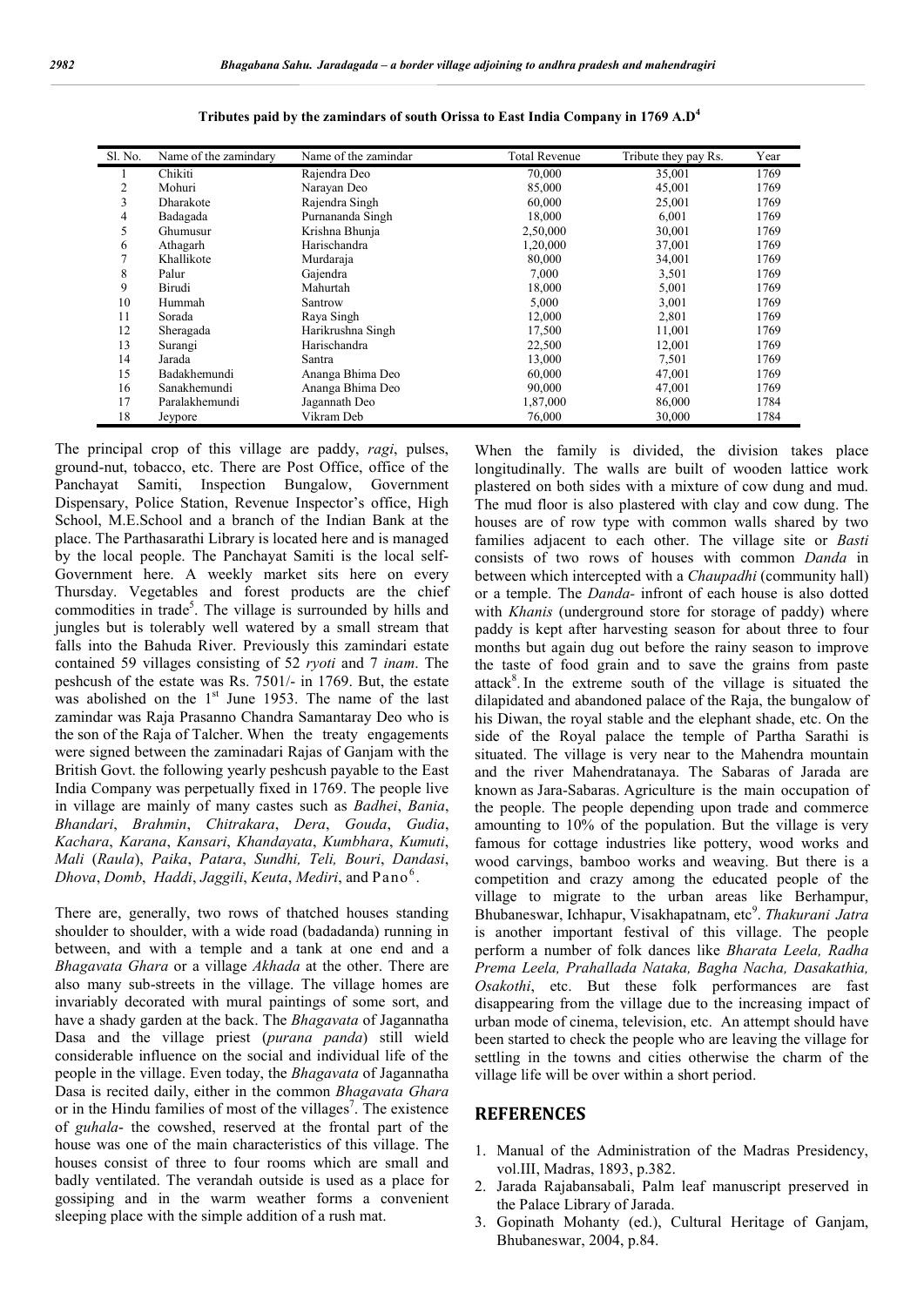**Tributes paid by the zamindars of south Orissa to East India Company in 1769 A.D[4]**

| Sl. No. | Name of the zamindary | Name of the zamindar | Total Revenue | Tribute they pay Rs. | Year |
|---|---|---|---|---|---|
| 1 | Chikiti | Rajendra Deo | 70,000 | 35,001 | 1769 |
| 2 | Mohuri | Narayan Deo | 85,000 | 45,001 | 1769 |
| 3 | Dharakote | Rajendra Singh | 60,000 | 25,001 | 1769 |
| 4 | Badagada | Purnananda Singh | 18,000 | 6,001 | 1769 |
| 5 | Ghumusur | Krishna Bhunja | 2,50,000 | 30,001 | 1769 |
| 6 | Athagarh | Harischandra | 1,20,000 | 37,001 | 1769 |
| 7 | Khallikote | Murdaraja | 80,000 | 34,001 | 1769 |
| 8 | Palur | Gajendra | 7,000 | 3,501 | 1769 |
| 9 | Birudi | Mahurtah | 18,000 | 5,001 | 1769 |
| 10 | Hummah | Santrow | 5,000 | 3,001 | 1769 |
| 11 | Sorada | Raya Singh | 12,000 | 2,801 | 1769 |
| 12 | Sheragada | Harikrushna Singh | 17,500 | 11,001 | 1769 |
| 13 | Surangi | Harischandra | 22,500 | 12,001 | 1769 |
| 14 | Jarada | Santra | 13,000 | 7,501 | 1769 |
| 15 | Badakhemundi | Ananga Bhima Deo | 60,000 | 47,001 | 1769 |
| 16 | Sanakhemundi | Ananga Bhima Deo | 90,000 | 47,001 | 1769 |
| 17 | Paralakhemundi | Jagannath Deo | 1,87,000 | 86,000 | 1784 |
| 18 | Jeypore | Vikram Deb | 76,000 | 30,000 | 1784 |

The principal crop of this village are paddy, *ragi*, pulses, ground-nut, tobacco, etc. There are Post Office, office of the Panchayat Samiti, Inspection Bungalow, Government Dispensary, Police Station, Revenue Inspector's office, High School, M.E.School and a branch of the Indian Bank at the place. The Parthasarathi Library is located here and is managed by the local people. The Panchayat Samiti is the local self-Government here. A weekly market sits here on every Thursday. Vegetables and forest products are the chief commodities in trade[5]. The village is surrounded by hills and jungles but is tolerably well watered by a small stream that falls into the Bahuda River. Previously this zamindari estate contained 59 villages consisting of 52 *ryoti* and 7 *inam*. The peshcush of the estate was Rs. 7501/- in 1769. But, the estate was abolished on the 1st June 1953. The name of the last zamindar was Raja Prasanno Chandra Samantaray Deo who is the son of the Raja of Talcher. When the treaty engagements were signed between the zaminadari Rajas of Ganjam with the British Govt. the following yearly peshcush payable to the East India Company was perpetually fixed in 1769. The people live in village are mainly of many castes such as *Badhei*, *Bania*, *Bhandari*, *Brahmin*, *Chitrakara*, *Dera*, *Gouda*, *Gudia*, *Kachara*, *Karana*, *Kansari*, *Khandayata*, *Kumbhara*, *Kumuti*, *Mali* (*Raula*), *Paika*, *Patara*, *Sundhi, Teli, Bouri*, *Dandasi*, *Dhova*, *Domb*, *Haddi*, *Jaggili*, *Keuta*, *Mediri*, and Pano[6].

There are, generally, two rows of thatched houses standing shoulder to shoulder, with a wide road (badadanda) running in between, and with a temple and a tank at one end and a *Bhagavata Ghara* or a village *Akhada* at the other. There are also many sub-streets in the village. The village homes are invariably decorated with mural paintings of some sort, and have a shady garden at the back. The *Bhagavata* of Jagannatha Dasa and the village priest (*purana panda*) still wield considerable influence on the social and individual life of the people in the village. Even today, the *Bhagavata* of Jagannatha Dasa is recited daily, either in the common *Bhagavata Ghara* or in the Hindu families of most of the villages[7]. The existence of *guhala*- the cowshed, reserved at the frontal part of the house was one of the main characteristics of this village. The houses consist of three to four rooms which are small and badly ventilated. The verandah outside is used as a place for gossiping and in the warm weather forms a convenient sleeping place with the simple addition of a rush mat.

When the family is divided, the division takes place longitudinally. The walls are built of wooden lattice work plastered on both sides with a mixture of cow dung and mud. The mud floor is also plastered with clay and cow dung. The houses are of row type with common walls shared by two families adjacent to each other. The village site or *Basti* consists of two rows of houses with common *Danda* in between which intercepted with a *Chaupadhi* (community hall) or a temple. The *Danda*- infront of each house is also dotted with *Khanis* (underground store for storage of paddy) where paddy is kept after harvesting season for about three to four months but again dug out before the rainy season to improve the taste of food grain and to save the grains from paste attack[8]. In the extreme south of the village is situated the dilapidated and abandoned palace of the Raja, the bungalow of his Diwan, the royal stable and the elephant shade, etc. On the side of the Royal palace the temple of Partha Sarathi is situated. The village is very near to the Mahendra mountain and the river Mahendratanaya. The Sabaras of Jarada are known as Jara-Sabaras. Agriculture is the main occupation of the people. The people depending upon trade and commerce amounting to 10% of the population. But the village is very famous for cottage industries like pottery, wood works and wood carvings, bamboo works and weaving. But there is a competition and crazy among the educated people of the village to migrate to the urban areas like Berhampur, Bhubaneswar, Ichhapur, Visakhapatnam, etc[9]. *Thakurani Jatra* is another important festival of this village. The people perform a number of folk dances like *Bharata Leela, Radha Prema Leela, Prahallada Nataka, Bagha Nacha, Dasakathia, Osakothi*, etc. But these folk performances are fast disappearing from the village due to the increasing impact of urban mode of cinema, television, etc. An attempt should have been started to check the people who are leaving the village for settling in the towns and cities otherwise the charm of the village life will be over within a short period.

## REFERENCES

1. Manual of the Administration of the Madras Presidency, vol.III, Madras, 1893, p.382.
2. Jarada Rajabansabali, Palm leaf manuscript preserved in the Palace Library of Jarada.
3. Gopinath Mohanty (ed.), Cultural Heritage of Ganjam, Bhubaneswar, 2004, p.84.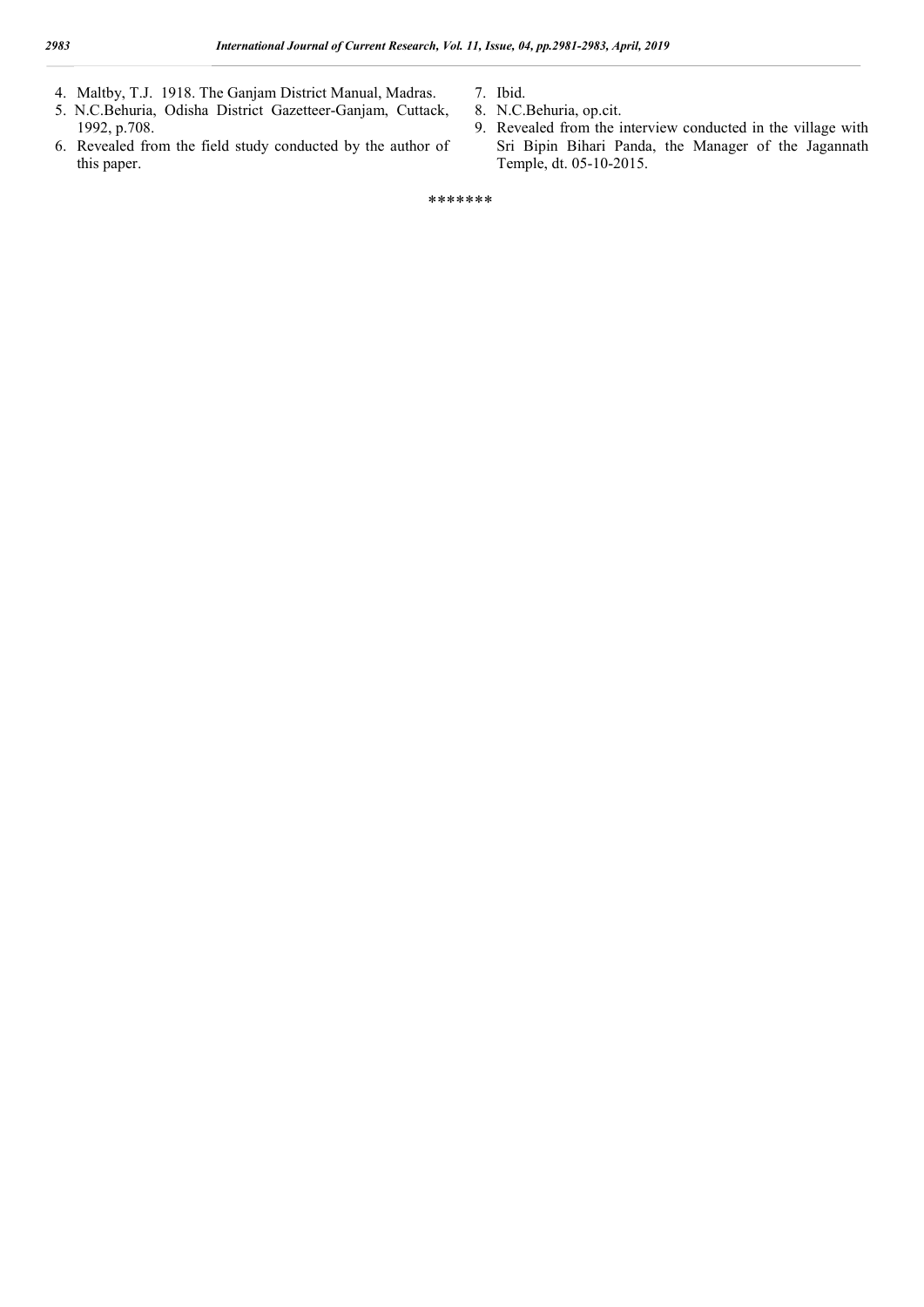4. Maltby, T.J. 1918. The Ganjam District Manual, Madras.
5. N.C.Behuria, Odisha District Gazetteer-Ganjam, Cuttack, 1992, p.708.
6. Revealed from the field study conducted by the author of this paper.
7. Ibid.
8. N.C.Behuria, op.cit.
9. Revealed from the interview conducted in the village with Sri Bipin Bihari Panda, the Manager of the Jagannath Temple, dt. 05-10-2015.

*******